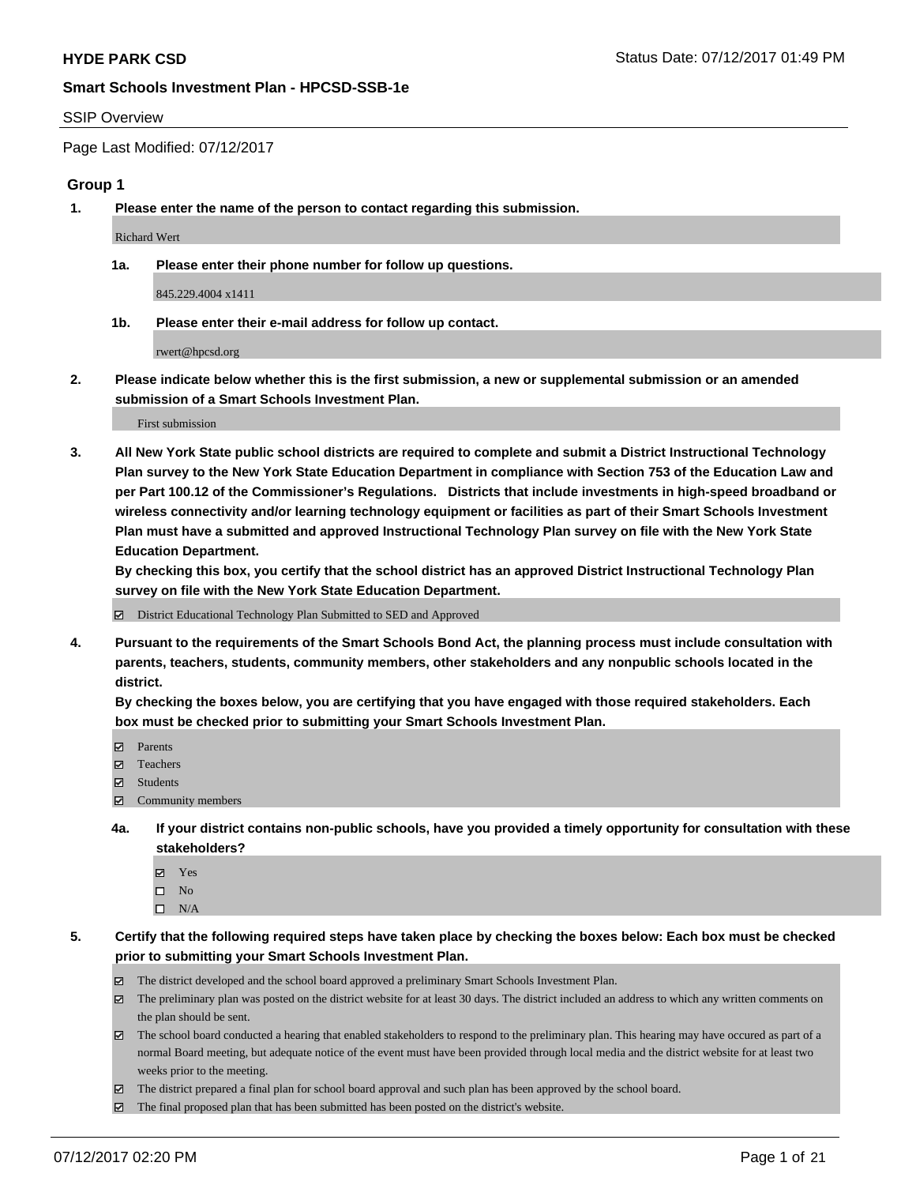**HYDE PARK CSD**

**Smart Schools Investment Plan - HPCSD-SSB-1e**

SSIP Overview

Page Last Modified: 07/12/2017

## Group 1

**1. Please enter the name of the person to contact regarding this submission.**

Richard Wert

**1a. Please enter their phone number for follow up questions.**

845.229.4004 x1411

**1b. Please enter their e-mail address for follow up contact.**

rwert@hpcsd.org

**2. Please indicate below whether this is the first submission, a new or supplemental submission or an amended submission of a Smart Schools Investment Plan.**

First submission

**3. All New York State public school districts are required to complete and submit a District Instructional Technology Plan survey to the New York State Education Department in compliance with Section 753 of the Education Law and per Part 100.12 of the Commissioner's Regulations. Districts that include investments in high-speed broadband or wireless connectivity and/or learning technology equipment or facilities as part of their Smart Schools Investment Plan must have a submitted and approved Instructional Technology Plan survey on file with the New York State Education Department.**
**By checking this box, you certify that the school district has an approved District Instructional Technology Plan survey on file with the New York State Education Department.**

- [x] District Educational Technology Plan Submitted to SED and Approved

**4. Pursuant to the requirements of the Smart Schools Bond Act, the planning process must include consultation with parents, teachers, students, community members, other stakeholders and any nonpublic schools located in the district.**
**By checking the boxes below, you are certifying that you have engaged with those required stakeholders. Each box must be checked prior to submitting your Smart Schools Investment Plan.**

- [x] Parents
- [x] Teachers
- [x] Students
- [x] Community members

**4a. If your district contains non-public schools, have you provided a timely opportunity for consultation with these stakeholders?**

- [x] Yes
- [ ] No
- [ ] N/A

**5. Certify that the following required steps have taken place by checking the boxes below: Each box must be checked prior to submitting your Smart Schools Investment Plan.**

- [x] The district developed and the school board approved a preliminary Smart Schools Investment Plan.
- [x] The preliminary plan was posted on the district website for at least 30 days. The district included an address to which any written comments on the plan should be sent.
- [x] The school board conducted a hearing that enabled stakeholders to respond to the preliminary plan. This hearing may have occured as part of a normal Board meeting, but adequate notice of the event must have been provided through local media and the district website for at least two weeks prior to the meeting.
- [x] The district prepared a final plan for school board approval and such plan has been approved by the school board.
- [x] The final proposed plan that has been submitted has been posted on the district's website.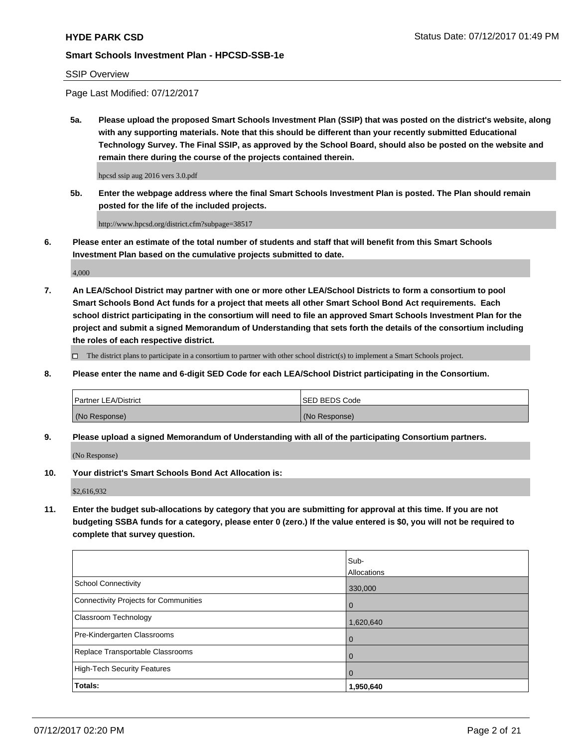SSIP Overview

Page Last Modified: 07/12/2017

**5a. Please upload the proposed Smart Schools Investment Plan (SSIP) that was posted on the district's website, along with any supporting materials. Note that this should be different than your recently submitted Educational Technology Survey. The Final SSIP, as approved by the School Board, should also be posted on the website and remain there during the course of the projects contained therein.**

hpcsd ssip aug 2016 vers 3.0.pdf

**5b. Enter the webpage address where the final Smart Schools Investment Plan is posted. The Plan should remain posted for the life of the included projects.**

http://www.hpcsd.org/district.cfm?subpage=38517

**6. Please enter an estimate of the total number of students and staff that will benefit from this Smart Schools Investment Plan based on the cumulative projects submitted to date.**

4,000

**7. An LEA/School District may partner with one or more other LEA/School Districts to form a consortium to pool Smart Schools Bond Act funds for a project that meets all other Smart School Bond Act requirements. Each school district participating in the consortium will need to file an approved Smart Schools Investment Plan for the project and submit a signed Memorandum of Understanding that sets forth the details of the consortium including the roles of each respective district.**

☐ The district plans to participate in a consortium to partner with other school district(s) to implement a Smart Schools project.

**8. Please enter the name and 6-digit SED Code for each LEA/School District participating in the Consortium.**

| Partner LEA/District | SED BEDS Code |
|---|---|
| (No Response) | (No Response) |

**9. Please upload a signed Memorandum of Understanding with all of the participating Consortium partners.**

(No Response)

**10. Your district's Smart Schools Bond Act Allocation is:**

$2,616,932

**11. Enter the budget sub-allocations by category that you are submitting for approval at this time. If you are not budgeting SSBA funds for a category, please enter 0 (zero.) If the value entered is $0, you will not be required to complete that survey question.**

| | Sub-Allocations |
|---|---|
| School Connectivity | 330,000 |
| Connectivity Projects for Communities | 0 |
| Classroom Technology | 1,620,640 |
| Pre-Kindergarten Classrooms | 0 |
| Replace Transportable Classrooms | 0 |
| High-Tech Security Features | 0 |
| **Totals:** | **1,950,640** |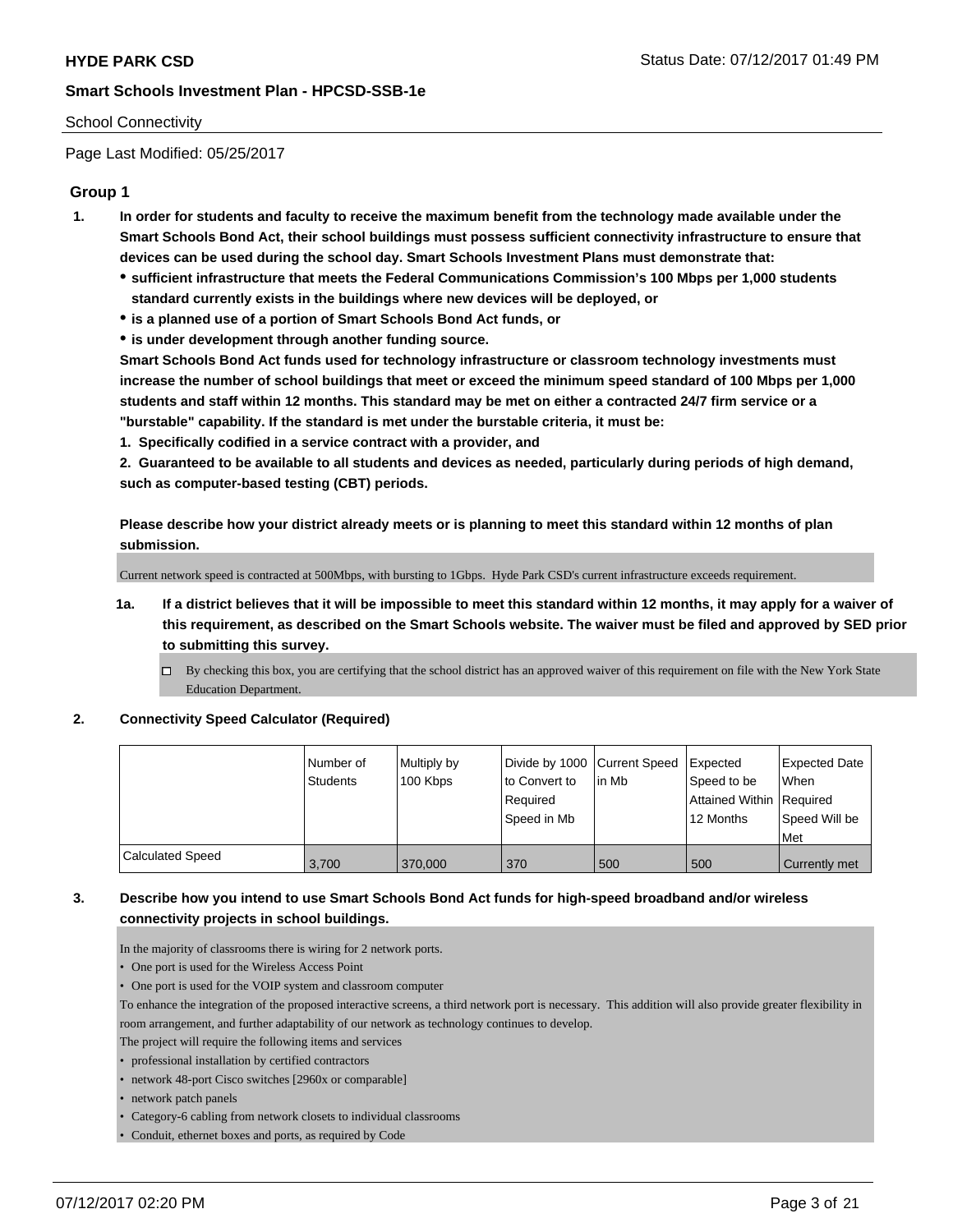School Connectivity

Page Last Modified: 05/25/2017

## Group 1

1. **In order for students and faculty to receive the maximum benefit from the technology made available under the Smart Schools Bond Act, their school buildings must possess sufficient connectivity infrastructure to ensure that devices can be used during the school day. Smart Schools Investment Plans must demonstrate that:**
   - **sufficient infrastructure that meets the Federal Communications Commission's 100 Mbps per 1,000 students standard currently exists in the buildings where new devices will be deployed, or**
   - **is a planned use of a portion of Smart Schools Bond Act funds, or**
   - **is under development through another funding source.**

   **Smart Schools Bond Act funds used for technology infrastructure or classroom technology investments must increase the number of school buildings that meet or exceed the minimum speed standard of 100 Mbps per 1,000 students and staff within 12 months. This standard may be met on either a contracted 24/7 firm service or a "burstable" capability. If the standard is met under the burstable criteria, it must be:**

   **1. Specifically codified in a service contract with a provider, and**

   **2. Guaranteed to be available to all students and devices as needed, particularly during periods of high demand, such as computer-based testing (CBT) periods.**

   **Please describe how your district already meets or is planning to meet this standard within 12 months of plan submission.**

   Current network speed is contracted at 500Mbps, with bursting to 1Gbps. Hyde Park CSD's current infrastructure exceeds requirement.

   1a. **If a district believes that it will be impossible to meet this standard within 12 months, it may apply for a waiver of this requirement, as described on the Smart Schools website. The waiver must be filed and approved by SED prior to submitting this survey.**

   ☐ By checking this box, you are certifying that the school district has an approved waiver of this requirement on file with the New York State Education Department.

2. **Connectivity Speed Calculator (Required)**

| | Number of Students | Multiply by 100 Kbps | Divide by 1000 to Convert to Required Speed in Mb | Current Speed in Mb | Expected Speed to be Attained Within 12 Months | Expected Date When Required Speed Will be Met |
|---|---|---|---|---|---|---|
| Calculated Speed | 3,700 | 370,000 | 370 | 500 | 500 | Currently met |

3. **Describe how you intend to use Smart Schools Bond Act funds for high-speed broadband and/or wireless connectivity projects in school buildings.**

   In the majority of classrooms there is wiring for 2 network ports.
   - One port is used for the Wireless Access Point
   - One port is used for the VOIP system and classroom computer

   To enhance the integration of the proposed interactive screens, a third network port is necessary. This addition will also provide greater flexibility in room arrangement, and further adaptability of our network as technology continues to develop.

   The project will require the following items and services
   - professional installation by certified contractors
   - network 48-port Cisco switches [2960x or comparable]
   - network patch panels
   - Category-6 cabling from network closets to individual classrooms
   - Conduit, ethernet boxes and ports, as required by Code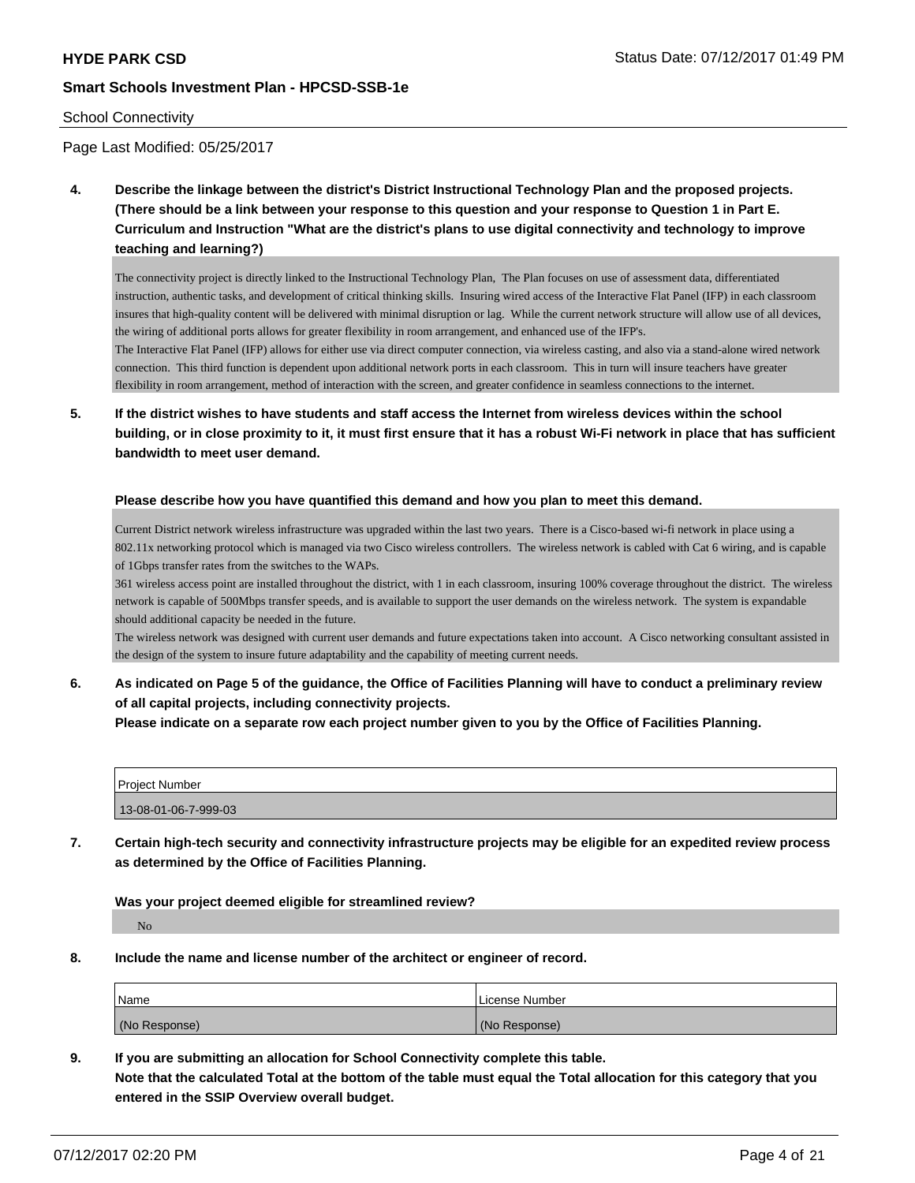School Connectivity

Page Last Modified: 05/25/2017

**4. Describe the linkage between the district's District Instructional Technology Plan and the proposed projects. (There should be a link between your response to this question and your response to Question 1 in Part E. Curriculum and Instruction "What are the district's plans to use digital connectivity and technology to improve teaching and learning?)**

The connectivity project is directly linked to the Instructional Technology Plan, The Plan focuses on use of assessment data, differentiated instruction, authentic tasks, and development of critical thinking skills. Insuring wired access of the Interactive Flat Panel (IFP) in each classroom insures that high-quality content will be delivered with minimal disruption or lag. While the current network structure will allow use of all devices, the wiring of additional ports allows for greater flexibility in room arrangement, and enhanced use of the IFP's.
The Interactive Flat Panel (IFP) allows for either use via direct computer connection, via wireless casting, and also via a stand-alone wired network connection. This third function is dependent upon additional network ports in each classroom. This in turn will insure teachers have greater flexibility in room arrangement, method of interaction with the screen, and greater confidence in seamless connections to the internet.

**5. If the district wishes to have students and staff access the Internet from wireless devices within the school building, or in close proximity to it, it must first ensure that it has a robust Wi-Fi network in place that has sufficient bandwidth to meet user demand.**

**Please describe how you have quantified this demand and how you plan to meet this demand.**

Current District network wireless infrastructure was upgraded within the last two years. There is a Cisco-based wi-fi network in place using a 802.11x networking protocol which is managed via two Cisco wireless controllers. The wireless network is cabled with Cat 6 wiring, and is capable of 1Gbps transfer rates from the switches to the WAPs.
361 wireless access point are installed throughout the district, with 1 in each classroom, insuring 100% coverage throughout the district. The wireless network is capable of 500Mbps transfer speeds, and is available to support the user demands on the wireless network. The system is expandable should additional capacity be needed in the future.
The wireless network was designed with current user demands and future expectations taken into account. A Cisco networking consultant assisted in the design of the system to insure future adaptability and the capability of meeting current needs.

**6. As indicated on Page 5 of the guidance, the Office of Facilities Planning will have to conduct a preliminary review of all capital projects, including connectivity projects.**
**Please indicate on a separate row each project number given to you by the Office of Facilities Planning.**

| Project Number |
| --- |
| 13-08-01-06-7-999-03 |

**7. Certain high-tech security and connectivity infrastructure projects may be eligible for an expedited review process as determined by the Office of Facilities Planning.**

**Was your project deemed eligible for streamlined review?**

No

**8. Include the name and license number of the architect or engineer of record.**

| Name | License Number |
| --- | --- |
| (No Response) | (No Response) |

**9. If you are submitting an allocation for School Connectivity complete this table.**
**Note that the calculated Total at the bottom of the table must equal the Total allocation for this category that you entered in the SSIP Overview overall budget.**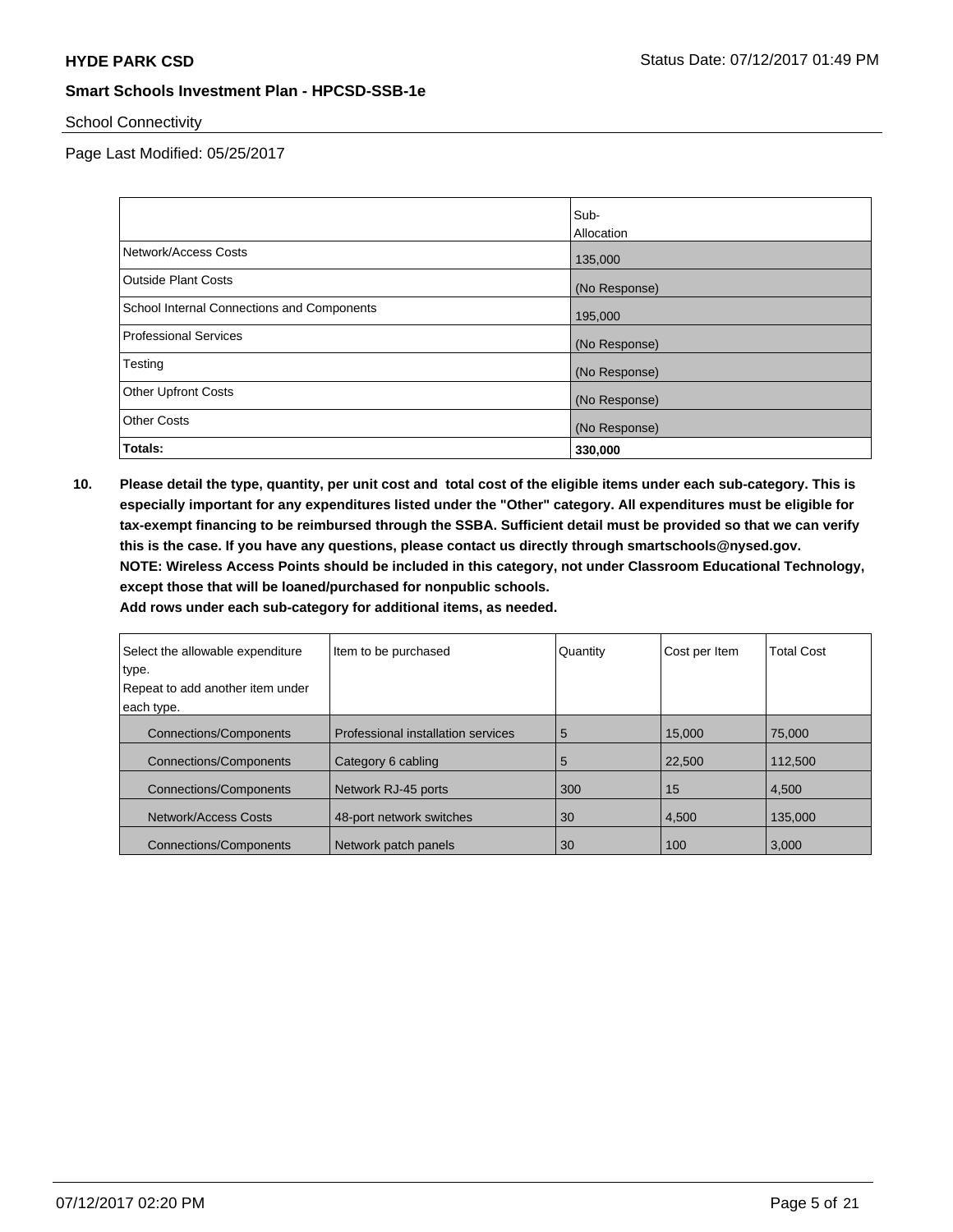School Connectivity

Page Last Modified: 05/25/2017

| | Sub-Allocation |
|---|---|
| Network/Access Costs | 135,000 |
| Outside Plant Costs | (No Response) |
| School Internal Connections and Components | 195,000 |
| Professional Services | (No Response) |
| Testing | (No Response) |
| Other Upfront Costs | (No Response) |
| Other Costs | (No Response) |
| **Totals:** | **330,000** |

**10. Please detail the type, quantity, per unit cost and total cost of the eligible items under each sub-category. This is especially important for any expenditures listed under the "Other" category. All expenditures must be eligible for tax-exempt financing to be reimbursed through the SSBA. Sufficient detail must be provided so that we can verify this is the case. If you have any questions, please contact us directly through smartschools@nysed.gov.**
**NOTE: Wireless Access Points should be included in this category, not under Classroom Educational Technology, except those that will be loaned/purchased for nonpublic schools.**
**Add rows under each sub-category for additional items, as needed.**

| Select the allowable expenditure type. Repeat to add another item under each type. | Item to be purchased | Quantity | Cost per Item | Total Cost |
|---|---|---|---|---|
| Connections/Components | Professional installation services | 5 | 15,000 | 75,000 |
| Connections/Components | Category 6 cabling | 5 | 22,500 | 112,500 |
| Connections/Components | Network RJ-45 ports | 300 | 15 | 4,500 |
| Network/Access Costs | 48-port network switches | 30 | 4,500 | 135,000 |
| Connections/Components | Network patch panels | 30 | 100 | 3,000 |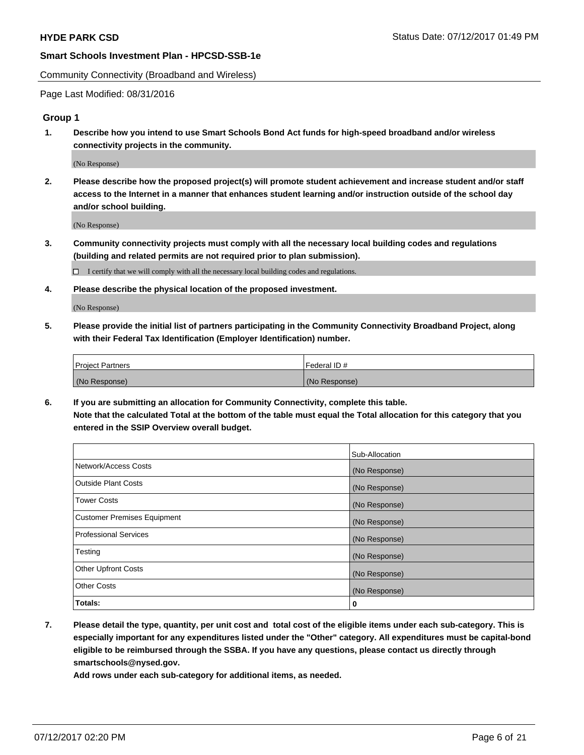Community Connectivity (Broadband and Wireless)

Page Last Modified: 08/31/2016

### Group 1

**1. Describe how you intend to use Smart Schools Bond Act funds for high-speed broadband and/or wireless connectivity projects in the community.**

(No Response)

**2. Please describe how the proposed project(s) will promote student achievement and increase student and/or staff access to the Internet in a manner that enhances student learning and/or instruction outside of the school day and/or school building.**

(No Response)

**3. Community connectivity projects must comply with all the necessary local building codes and regulations (building and related permits are not required prior to plan submission).**

☐ I certify that we will comply with all the necessary local building codes and regulations.

**4. Please describe the physical location of the proposed investment.**

(No Response)

**5. Please provide the initial list of partners participating in the Community Connectivity Broadband Project, along with their Federal Tax Identification (Employer Identification) number.**

| Project Partners | Federal ID # |
| --- | --- |
| (No Response) | (No Response) |

**6. If you are submitting an allocation for Community Connectivity, complete this table.**
**Note that the calculated Total at the bottom of the table must equal the Total allocation for this category that you entered in the SSIP Overview overall budget.**

| | Sub-Allocation |
| --- | --- |
| Network/Access Costs | (No Response) |
| Outside Plant Costs | (No Response) |
| Tower Costs | (No Response) |
| Customer Premises Equipment | (No Response) |
| Professional Services | (No Response) |
| Testing | (No Response) |
| Other Upfront Costs | (No Response) |
| Other Costs | (No Response) |
| **Totals:** | **0** |

**7. Please detail the type, quantity, per unit cost and total cost of the eligible items under each sub-category. This is especially important for any expenditures listed under the "Other" category. All expenditures must be capital-bond eligible to be reimbursed through the SSBA. If you have any questions, please contact us directly through smartschools@nysed.gov.**
**Add rows under each sub-category for additional items, as needed.**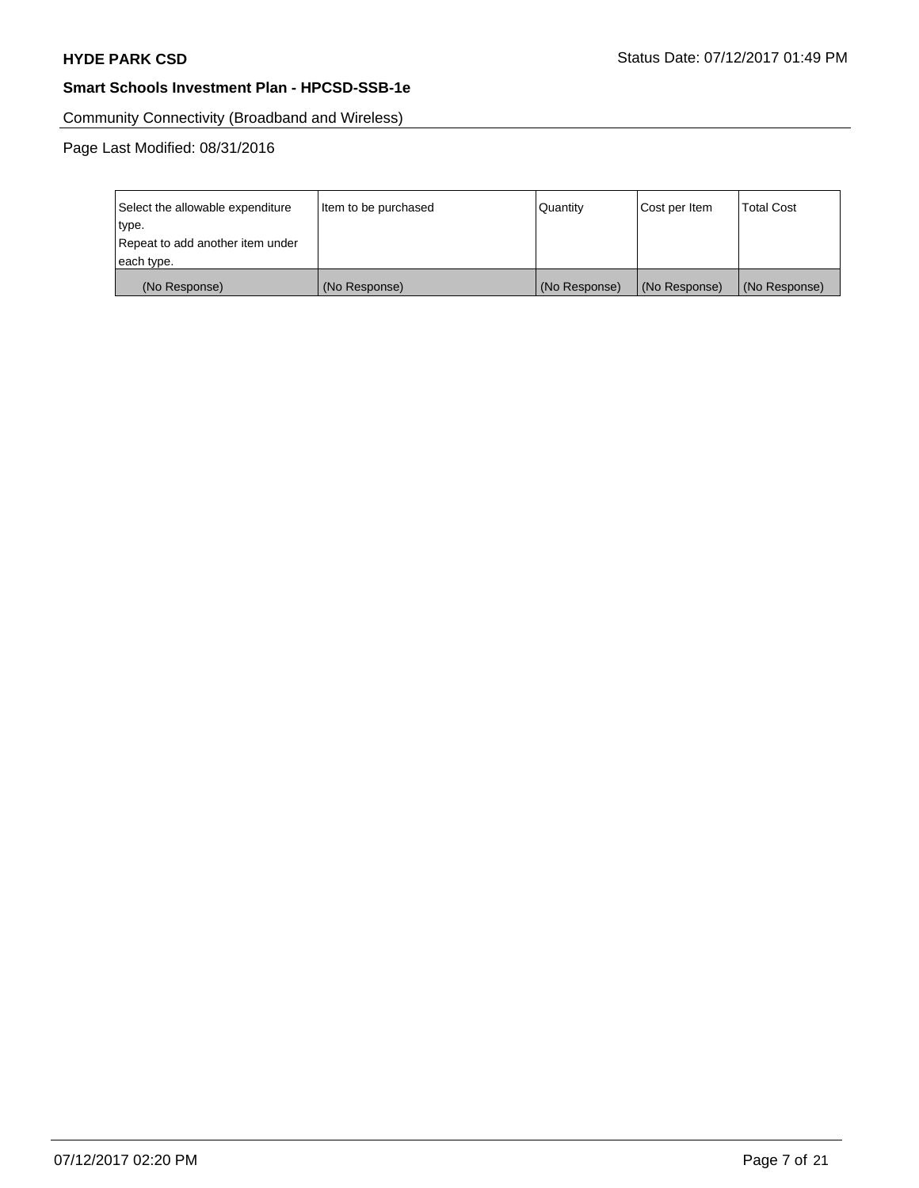Community Connectivity (Broadband and Wireless)

Page Last Modified: 08/31/2016

| Select the allowable expenditure type.<br>Repeat to add another item under each type. | Item to be purchased | Quantity | Cost per Item | Total Cost |
|---|---|---|---|---|
| (No Response) | (No Response) | (No Response) | (No Response) | (No Response) |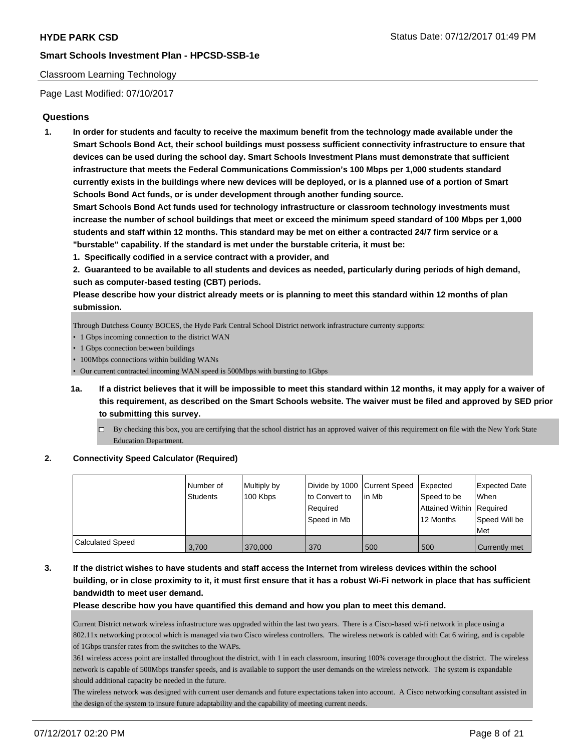Classroom Learning Technology

Page Last Modified: 07/10/2017

## Questions

1. **In order for students and faculty to receive the maximum benefit from the technology made available under the Smart Schools Bond Act, their school buildings must possess sufficient connectivity infrastructure to ensure that devices can be used during the school day. Smart Schools Investment Plans must demonstrate that sufficient infrastructure that meets the Federal Communications Commission's 100 Mbps per 1,000 students standard currently exists in the buildings where new devices will be deployed, or is a planned use of a portion of Smart Schools Bond Act funds, or is under development through another funding source.**

   **Smart Schools Bond Act funds used for technology infrastructure or classroom technology investments must increase the number of school buildings that meet or exceed the minimum speed standard of 100 Mbps per 1,000 students and staff within 12 months. This standard may be met on either a contracted 24/7 firm service or a "burstable" capability. If the standard is met under the burstable criteria, it must be:**

   **1. Specifically codified in a service contract with a provider, and**

   **2. Guaranteed to be available to all students and devices as needed, particularly during periods of high demand, such as computer-based testing (CBT) periods.**

   **Please describe how your district already meets or is planning to meet this standard within 12 months of plan submission.**

   Through Dutchess County BOCES, the Hyde Park Central School District network infrastructure currenty supports:
   - 1 Gbps incoming connection to the district WAN
   - 1 Gbps connection between buildings
   - 100Mbps connections within building WANs
   - Our current contracted incoming WAN speed is 500Mbps with bursting to 1Gbps

   1a. **If a district believes that it will be impossible to meet this standard within 12 months, it may apply for a waiver of this requirement, as described on the Smart Schools website. The waiver must be filed and approved by SED prior to submitting this survey.**

   ☐ By checking this box, you are certifying that the school district has an approved waiver of this requirement on file with the New York State Education Department.

2. **Connectivity Speed Calculator (Required)**

| | Number of Students | Multiply by 100 Kbps | Divide by 1000 to Convert to Required Speed in Mb | Current Speed in Mb | Expected Speed to be Attained Within 12 Months | Expected Date When Required Speed Will be Met |
|---|---|---|---|---|---|---|
| Calculated Speed | 3,700 | 370,000 | 370 | 500 | 500 | Currently met |

3. **If the district wishes to have students and staff access the Internet from wireless devices within the school building, or in close proximity to it, it must first ensure that it has a robust Wi-Fi network in place that has sufficient bandwidth to meet user demand.**

   **Please describe how you have quantified this demand and how you plan to meet this demand.**

   Current District network wireless infrastructure was upgraded within the last two years. There is a Cisco-based wi-fi network in place using a 802.11x networking protocol which is managed via two Cisco wireless controllers. The wireless network is cabled with Cat 6 wiring, and is capable of 1Gbps transfer rates from the switches to the WAPs.

   361 wireless access point are installed throughout the district, with 1 in each classroom, insuring 100% coverage throughout the district. The wireless network is capable of 500Mbps transfer speeds, and is available to support the user demands on the wireless network. The system is expandable should additional capacity be needed in the future.

   The wireless network was designed with current user demands and future expectations taken into account. A Cisco networking consultant assisted in the design of the system to insure future adaptability and the capability of meeting current needs.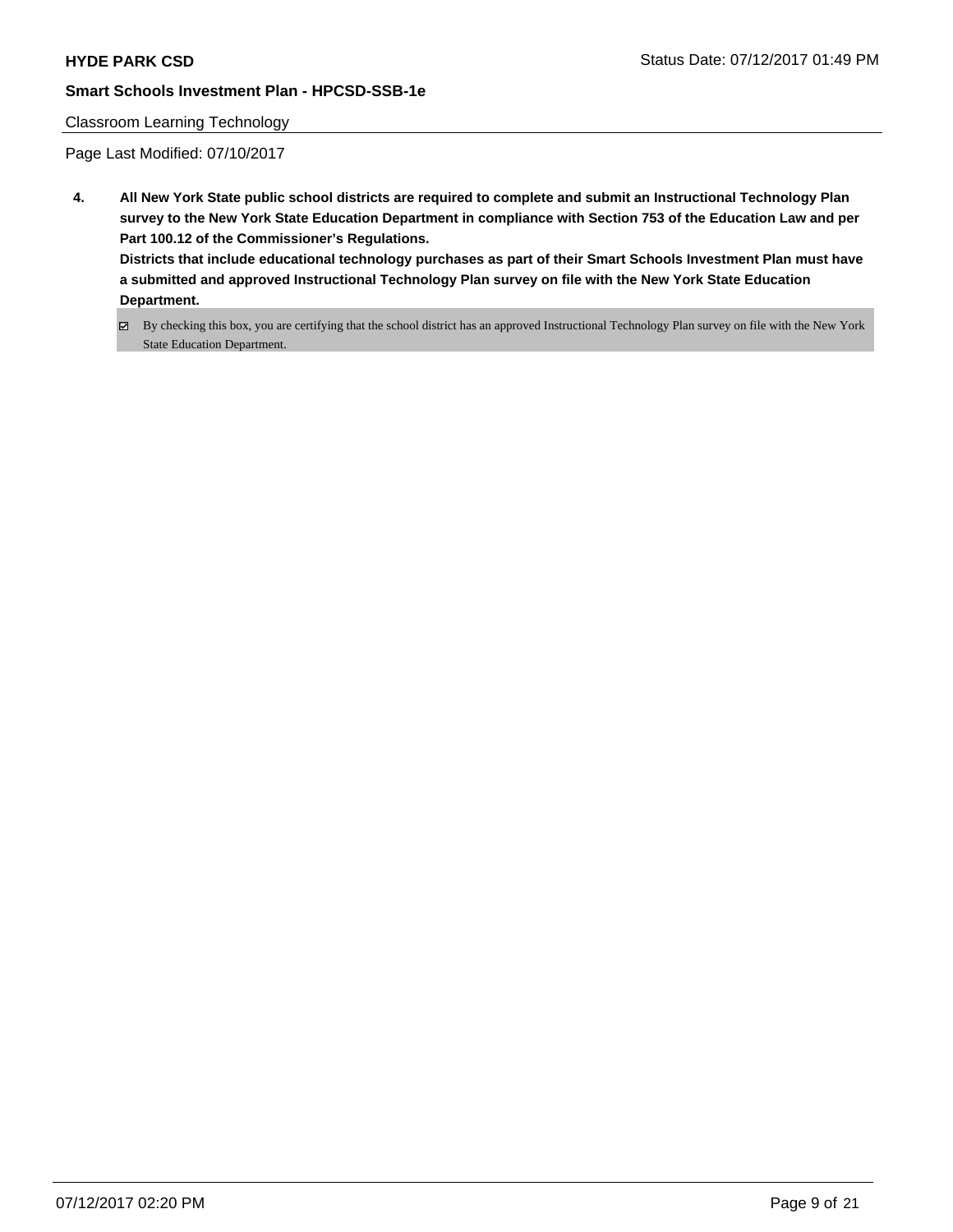Classroom Learning Technology

Page Last Modified: 07/10/2017

**4. All New York State public school districts are required to complete and submit an Instructional Technology Plan survey to the New York State Education Department in compliance with Section 753 of the Education Law and per Part 100.12 of the Commissioner's Regulations.**

**Districts that include educational technology purchases as part of their Smart Schools Investment Plan must have a submitted and approved Instructional Technology Plan survey on file with the New York State Education Department.**

☑ By checking this box, you are certifying that the school district has an approved Instructional Technology Plan survey on file with the New York State Education Department.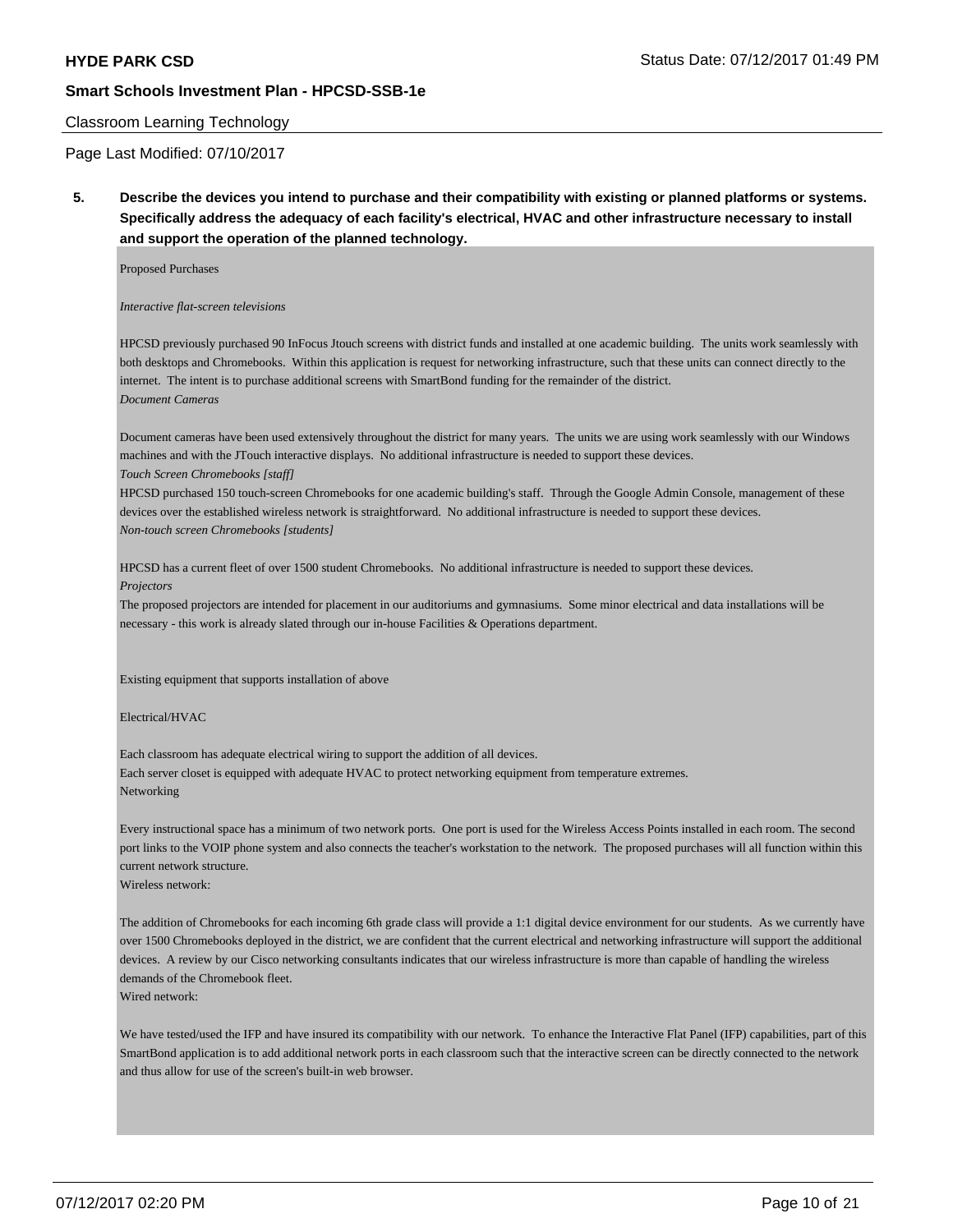Classroom Learning Technology

Page Last Modified: 07/10/2017

**5. Describe the devices you intend to purchase and their compatibility with existing or planned platforms or systems. Specifically address the adequacy of each facility's electrical, HVAC and other infrastructure necessary to install and support the operation of the planned technology.**

Proposed Purchases

*Interactive flat-screen televisions*

HPCSD previously purchased 90 InFocus Jtouch screens with district funds and installed at one academic building. The units work seamlessly with both desktops and Chromebooks. Within this application is request for networking infrastructure, such that these units can connect directly to the internet. The intent is to purchase additional screens with SmartBond funding for the remainder of the district.

*Document Cameras*

Document cameras have been used extensively throughout the district for many years. The units we are using work seamlessly with our Windows machines and with the JTouch interactive displays. No additional infrastructure is needed to support these devices.

*Touch Screen Chromebooks [staff]*

HPCSD purchased 150 touch-screen Chromebooks for one academic building's staff. Through the Google Admin Console, management of these devices over the established wireless network is straightforward. No additional infrastructure is needed to support these devices.

*Non-touch screen Chromebooks [students]*

HPCSD has a current fleet of over 1500 student Chromebooks. No additional infrastructure is needed to support these devices.

*Projectors*

The proposed projectors are intended for placement in our auditoriums and gymnasiums. Some minor electrical and data installations will be necessary - this work is already slated through our in-house Facilities & Operations department.

Existing equipment that supports installation of above

Electrical/HVAC

Each classroom has adequate electrical wiring to support the addition of all devices.
Each server closet is equipped with adequate HVAC to protect networking equipment from temperature extremes.

Networking

Every instructional space has a minimum of two network ports. One port is used for the Wireless Access Points installed in each room. The second port links to the VOIP phone system and also connects the teacher's workstation to the network. The proposed purchases will all function within this current network structure.

Wireless network:

The addition of Chromebooks for each incoming 6th grade class will provide a 1:1 digital device environment for our students. As we currently have over 1500 Chromebooks deployed in the district, we are confident that the current electrical and networking infrastructure will support the additional devices. A review by our Cisco networking consultants indicates that our wireless infrastructure is more than capable of handling the wireless demands of the Chromebook fleet.

Wired network:

We have tested/used the IFP and have insured its compatibility with our network. To enhance the Interactive Flat Panel (IFP) capabilities, part of this SmartBond application is to add additional network ports in each classroom such that the interactive screen can be directly connected to the network and thus allow for use of the screen's built-in web browser.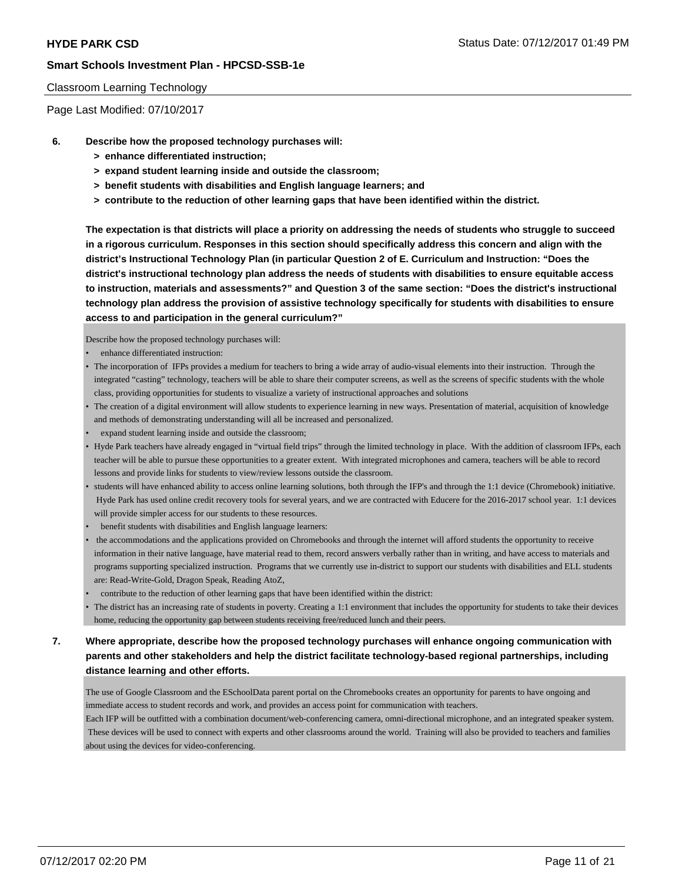Classroom Learning Technology

Page Last Modified: 07/10/2017

**6. Describe how the proposed technology purchases will:**
- **> enhance differentiated instruction;**
- **> expand student learning inside and outside the classroom;**
- **> benefit students with disabilities and English language learners; and**
- **> contribute to the reduction of other learning gaps that have been identified within the district.**

**The expectation is that districts will place a priority on addressing the needs of students who struggle to succeed in a rigorous curriculum. Responses in this section should specifically address this concern and align with the district's Instructional Technology Plan (in particular Question 2 of E. Curriculum and Instruction: "Does the district's instructional technology plan address the needs of students with disabilities to ensure equitable access to instruction, materials and assessments?" and Question 3 of the same section: "Does the district's instructional technology plan address the provision of assistive technology specifically for students with disabilities to ensure access to and participation in the general curriculum?"**

Describe how the proposed technology purchases will:

- enhance differentiated instruction:
- The incorporation of IFPs provides a medium for teachers to bring a wide array of audio-visual elements into their instruction. Through the integrated "casting" technology, teachers will be able to share their computer screens, as well as the screens of specific students with the whole class, providing opportunities for students to visualize a variety of instructional approaches and solutions
- The creation of a digital environment will allow students to experience learning in new ways. Presentation of material, acquisition of knowledge and methods of demonstrating understanding will all be increased and personalized.
- expand student learning inside and outside the classroom;
- Hyde Park teachers have already engaged in "virtual field trips" through the limited technology in place. With the addition of classroom IFPs, each teacher will be able to pursue these opportunities to a greater extent. With integrated microphones and camera, teachers will be able to record lessons and provide links for students to view/review lessons outside the classroom.
- students will have enhanced ability to access online learning solutions, both through the IFP's and through the 1:1 device (Chromebook) initiative. Hyde Park has used online credit recovery tools for several years, and we are contracted with Educere for the 2016-2017 school year. 1:1 devices will provide simpler access for our students to these resources.
- benefit students with disabilities and English language learners:
- the accommodations and the applications provided on Chromebooks and through the internet will afford students the opportunity to receive information in their native language, have material read to them, record answers verbally rather than in writing, and have access to materials and programs supporting specialized instruction. Programs that we currently use in-district to support our students with disabilities and ELL students are: Read-Write-Gold, Dragon Speak, Reading AtoZ,
- contribute to the reduction of other learning gaps that have been identified within the district:
- The district has an increasing rate of students in poverty. Creating a 1:1 environment that includes the opportunity for students to take their devices home, reducing the opportunity gap between students receiving free/reduced lunch and their peers.

**7. Where appropriate, describe how the proposed technology purchases will enhance ongoing communication with parents and other stakeholders and help the district facilitate technology-based regional partnerships, including distance learning and other efforts.**

The use of Google Classroom and the ESchoolData parent portal on the Chromebooks creates an opportunity for parents to have ongoing and immediate access to student records and work, and provides an access point for communication with teachers.
Each IFP will be outfitted with a combination document/web-conferencing camera, omni-directional microphone, and an integrated speaker system. These devices will be used to connect with experts and other classrooms around the world. Training will also be provided to teachers and families about using the devices for video-conferencing.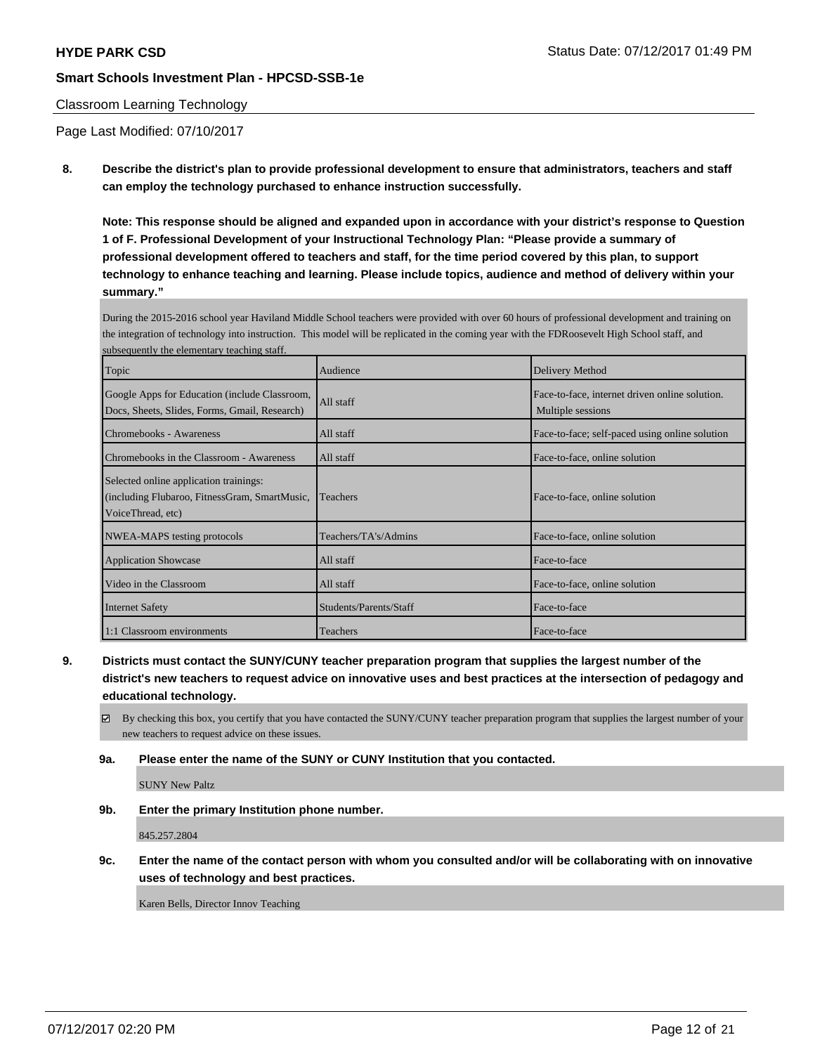Classroom Learning Technology

Page Last Modified: 07/10/2017

**8. Describe the district's plan to provide professional development to ensure that administrators, teachers and staff can employ the technology purchased to enhance instruction successfully.**

**Note: This response should be aligned and expanded upon in accordance with your district's response to Question 1 of F. Professional Development of your Instructional Technology Plan: "Please provide a summary of professional development offered to teachers and staff, for the time period covered by this plan, to support technology to enhance teaching and learning. Please include topics, audience and method of delivery within your summary."**

During the 2015-2016 school year Haviland Middle School teachers were provided with over 60 hours of professional development and training on the integration of technology into instruction. This model will be replicated in the coming year with the FDRoosevelt High School staff, and subsequently the elementary teaching staff.

| Topic | Audience | Delivery Method |
|---|---|---|
| Google Apps for Education (include Classroom, Docs, Sheets, Slides, Forms, Gmail, Research) | All staff | Face-to-face, internet driven online solution. Multiple sessions |
| Chromebooks - Awareness | All staff | Face-to-face; self-paced using online solution |
| Chromebooks in the Classroom - Awareness | All staff | Face-to-face, online solution |
| Selected online application trainings: (including Flubaroo, FitnessGram, SmartMusic, VoiceThread, etc) | Teachers | Face-to-face, online solution |
| NWEA-MAPS testing protocols | Teachers/TA's/Admins | Face-to-face, online solution |
| Application Showcase | All staff | Face-to-face |
| Video in the Classroom | All staff | Face-to-face, online solution |
| Internet Safety | Students/Parents/Staff | Face-to-face |
| 1:1 Classroom environments | Teachers | Face-to-face |

**9. Districts must contact the SUNY/CUNY teacher preparation program that supplies the largest number of the district's new teachers to request advice on innovative uses and best practices at the intersection of pedagogy and educational technology.**

☑ By checking this box, you certify that you have contacted the SUNY/CUNY teacher preparation program that supplies the largest number of your new teachers to request advice on these issues.

**9a. Please enter the name of the SUNY or CUNY Institution that you contacted.**

SUNY New Paltz

**9b. Enter the primary Institution phone number.**

845.257.2804

**9c. Enter the name of the contact person with whom you consulted and/or will be collaborating with on innovative uses of technology and best practices.**

Karen Bells, Director Innov Teaching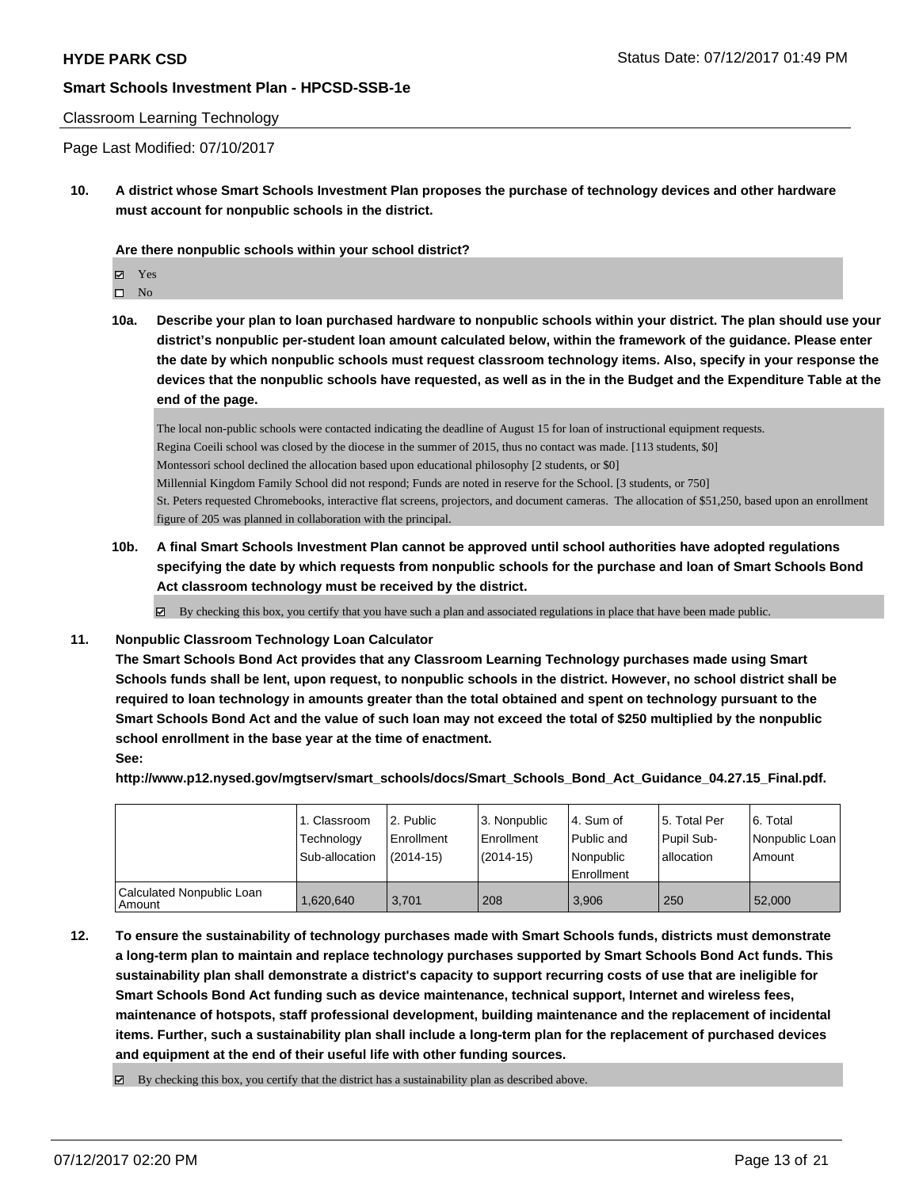**HYDE PARK CSD** Status Date: 07/12/2017 01:49 PM

**Smart Schools Investment Plan - HPCSD-SSB-1e**

Classroom Learning Technology

Page Last Modified: 07/10/2017

**10. A district whose Smart Schools Investment Plan proposes the purchase of technology devices and other hardware must account for nonpublic schools in the district.**

**Are there nonpublic schools within your school district?**

- ☑ Yes
- ☐ No

**10a. Describe your plan to loan purchased hardware to nonpublic schools within your district. The plan should use your district's nonpublic per-student loan amount calculated below, within the framework of the guidance. Please enter the date by which nonpublic schools must request classroom technology items. Also, specify in your response the devices that the nonpublic schools have requested, as well as in the in the Budget and the Expenditure Table at the end of the page.**

The local non-public schools were contacted indicating the deadline of August 15 for loan of instructional equipment requests.
Regina Coeili school was closed by the diocese in the summer of 2015, thus no contact was made. [113 students, $0]
Montessori school declined the allocation based upon educational philosophy [2 students, or $0]
Millennial Kingdom Family School did not respond; Funds are noted in reserve for the School. [3 students, or 750]
St. Peters requested Chromebooks, interactive flat screens, projectors, and document cameras. The allocation of $51,250, based upon an enrollment figure of 205 was planned in collaboration with the principal.

**10b. A final Smart Schools Investment Plan cannot be approved until school authorities have adopted regulations specifying the date by which requests from nonpublic schools for the purchase and loan of Smart Schools Bond Act classroom technology must be received by the district.**

☑ By checking this box, you certify that you have such a plan and associated regulations in place that have been made public.

**11. Nonpublic Classroom Technology Loan Calculator**

**The Smart Schools Bond Act provides that any Classroom Learning Technology purchases made using Smart Schools funds shall be lent, upon request, to nonpublic schools in the district. However, no school district shall be required to loan technology in amounts greater than the total obtained and spent on technology pursuant to the Smart Schools Bond Act and the value of such loan may not exceed the total of $250 multiplied by the nonpublic school enrollment in the base year at the time of enactment.**

**See:**

**http://www.p12.nysed.gov/mgtserv/smart_schools/docs/Smart_Schools_Bond_Act_Guidance_04.27.15_Final.pdf.**

| | 1. Classroom Technology Sub-allocation | 2. Public Enrollment (2014-15) | 3. Nonpublic Enrollment (2014-15) | 4. Sum of Public and Nonpublic Enrollment | 5. Total Per Pupil Sub-allocation | 6. Total Nonpublic Loan Amount |
|---|---|---|---|---|---|---|
| Calculated Nonpublic Loan Amount | 1,620,640 | 3,701 | 208 | 3,906 | 250 | 52,000 |

**12. To ensure the sustainability of technology purchases made with Smart Schools funds, districts must demonstrate a long-term plan to maintain and replace technology purchases supported by Smart Schools Bond Act funds. This sustainability plan shall demonstrate a district's capacity to support recurring costs of use that are ineligible for Smart Schools Bond Act funding such as device maintenance, technical support, Internet and wireless fees, maintenance of hotspots, staff professional development, building maintenance and the replacement of incidental items. Further, such a sustainability plan shall include a long-term plan for the replacement of purchased devices and equipment at the end of their useful life with other funding sources.**

☑ By checking this box, you certify that the district has a sustainability plan as described above.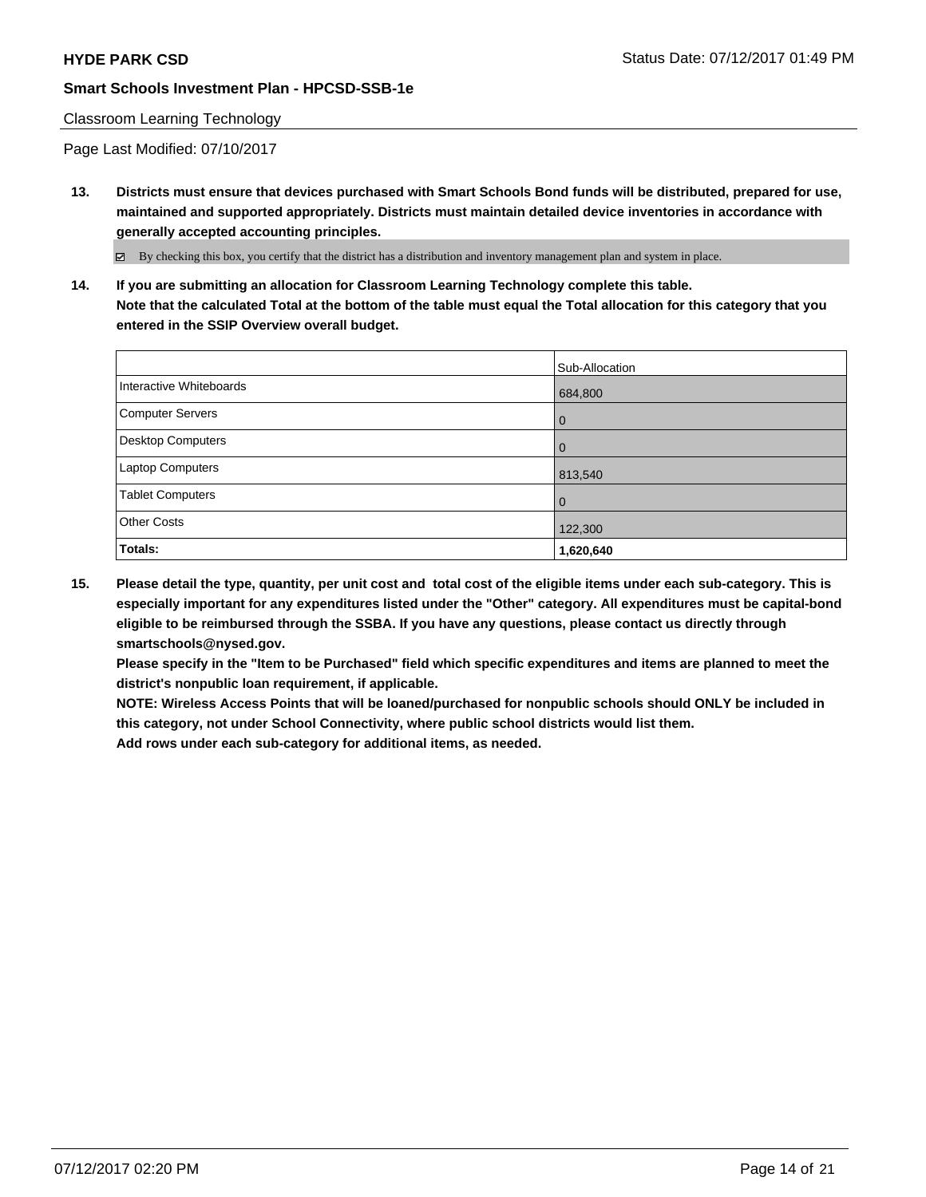Classroom Learning Technology

Page Last Modified: 07/10/2017

**13. Districts must ensure that devices purchased with Smart Schools Bond funds will be distributed, prepared for use, maintained and supported appropriately. Districts must maintain detailed device inventories in accordance with generally accepted accounting principles.**

☑ By checking this box, you certify that the district has a distribution and inventory management plan and system in place.

**14. If you are submitting an allocation for Classroom Learning Technology complete this table. Note that the calculated Total at the bottom of the table must equal the Total allocation for this category that you entered in the SSIP Overview overall budget.**

| | Sub-Allocation |
|---|---|
| Interactive Whiteboards | 684,800 |
| Computer Servers | 0 |
| Desktop Computers | 0 |
| Laptop Computers | 813,540 |
| Tablet Computers | 0 |
| Other Costs | 122,300 |
| **Totals:** | **1,620,640** |

**15. Please detail the type, quantity, per unit cost and total cost of the eligible items under each sub-category. This is especially important for any expenditures listed under the "Other" category. All expenditures must be capital-bond eligible to be reimbursed through the SSBA. If you have any questions, please contact us directly through smartschools@nysed.gov.**

**Please specify in the "Item to be Purchased" field which specific expenditures and items are planned to meet the district's nonpublic loan requirement, if applicable.**

**NOTE: Wireless Access Points that will be loaned/purchased for nonpublic schools should ONLY be included in this category, not under School Connectivity, where public school districts would list them.**

**Add rows under each sub-category for additional items, as needed.**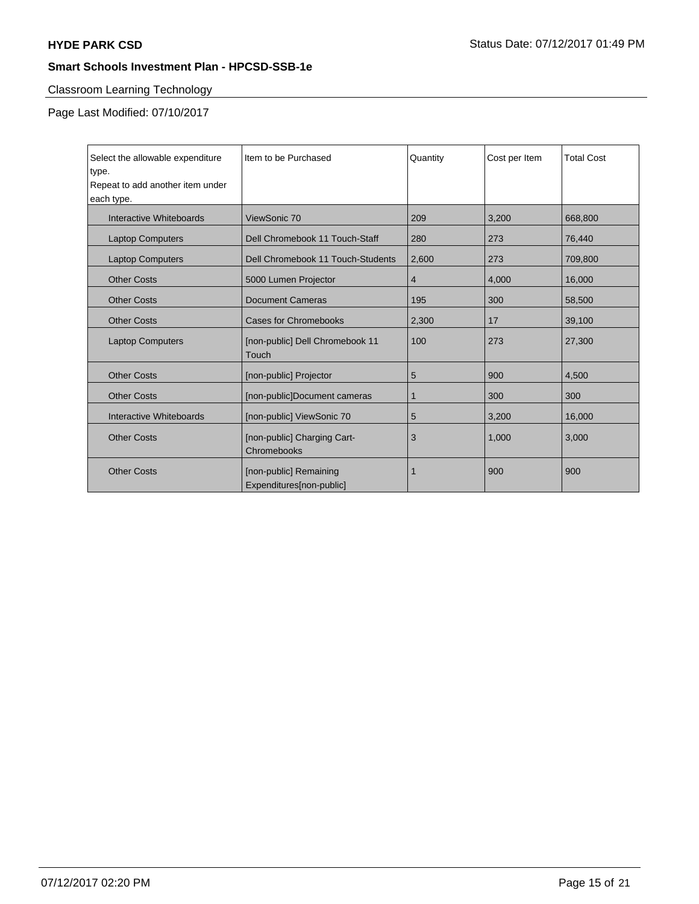## Classroom Learning Technology

Page Last Modified: 07/10/2017

| Select the allowable expenditure type. Repeat to add another item under each type. | Item to be Purchased | Quantity | Cost per Item | Total Cost |
|---|---|---|---|---|
| Interactive Whiteboards | ViewSonic 70 | 209 | 3,200 | 668,800 |
| Laptop Computers | Dell Chromebook 11 Touch-Staff | 280 | 273 | 76,440 |
| Laptop Computers | Dell Chromebook 11 Touch-Students | 2,600 | 273 | 709,800 |
| Other Costs | 5000 Lumen Projector | 4 | 4,000 | 16,000 |
| Other Costs | Document Cameras | 195 | 300 | 58,500 |
| Other Costs | Cases for Chromebooks | 2,300 | 17 | 39,100 |
| Laptop Computers | [non-public] Dell Chromebook 11 Touch | 100 | 273 | 27,300 |
| Other Costs | [non-public] Projector | 5 | 900 | 4,500 |
| Other Costs | [non-public]Document cameras | 1 | 300 | 300 |
| Interactive Whiteboards | [non-public] ViewSonic 70 | 5 | 3,200 | 16,000 |
| Other Costs | [non-public] Charging Cart-Chromebooks | 3 | 1,000 | 3,000 |
| Other Costs | [non-public] Remaining Expenditures[non-public] | 1 | 900 | 900 |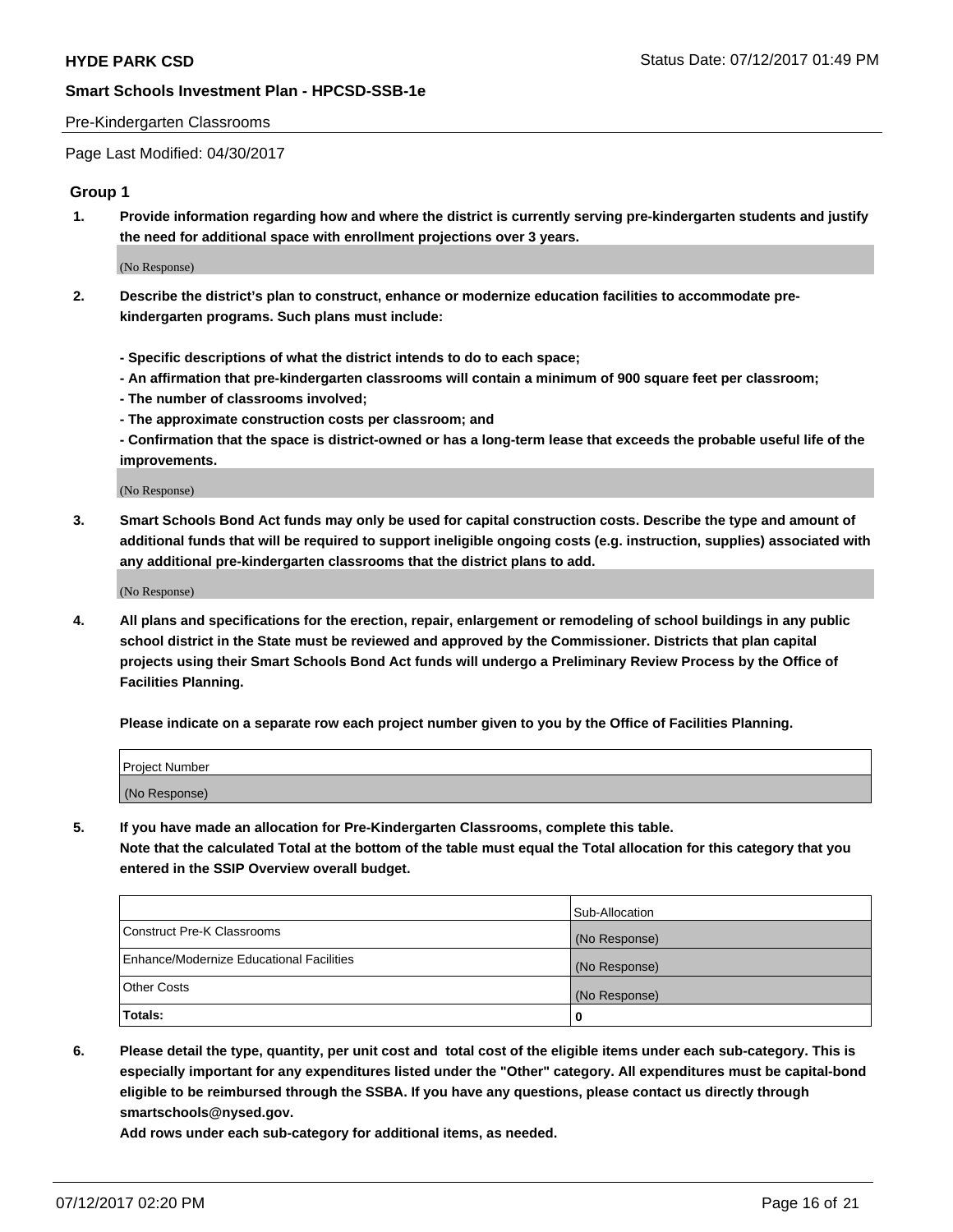Pre-Kindergarten Classrooms

Page Last Modified: 04/30/2017

## Group 1

**1. Provide information regarding how and where the district is currently serving pre-kindergarten students and justify the need for additional space with enrollment projections over 3 years.**

(No Response)

**2. Describe the district's plan to construct, enhance or modernize education facilities to accommodate pre-kindergarten programs. Such plans must include:**

**- Specific descriptions of what the district intends to do to each space;**
**- An affirmation that pre-kindergarten classrooms will contain a minimum of 900 square feet per classroom;**
**- The number of classrooms involved;**
**- The approximate construction costs per classroom; and**
**- Confirmation that the space is district-owned or has a long-term lease that exceeds the probable useful life of the improvements.**

(No Response)

**3. Smart Schools Bond Act funds may only be used for capital construction costs. Describe the type and amount of additional funds that will be required to support ineligible ongoing costs (e.g. instruction, supplies) associated with any additional pre-kindergarten classrooms that the district plans to add.**

(No Response)

**4. All plans and specifications for the erection, repair, enlargement or remodeling of school buildings in any public school district in the State must be reviewed and approved by the Commissioner. Districts that plan capital projects using their Smart Schools Bond Act funds will undergo a Preliminary Review Process by the Office of Facilities Planning.**

**Please indicate on a separate row each project number given to you by the Office of Facilities Planning.**

| Project Number |
|---|
| (No Response) |

**5. If you have made an allocation for Pre-Kindergarten Classrooms, complete this table.**
**Note that the calculated Total at the bottom of the table must equal the Total allocation for this category that you entered in the SSIP Overview overall budget.**

| | Sub-Allocation |
|---|---|
| Construct Pre-K Classrooms | (No Response) |
| Enhance/Modernize Educational Facilities | (No Response) |
| Other Costs | (No Response) |
| **Totals:** | **0** |

**6. Please detail the type, quantity, per unit cost and total cost of the eligible items under each sub-category. This is especially important for any expenditures listed under the "Other" category. All expenditures must be capital-bond eligible to be reimbursed through the SSBA. If you have any questions, please contact us directly through smartschools@nysed.gov.**
**Add rows under each sub-category for additional items, as needed.**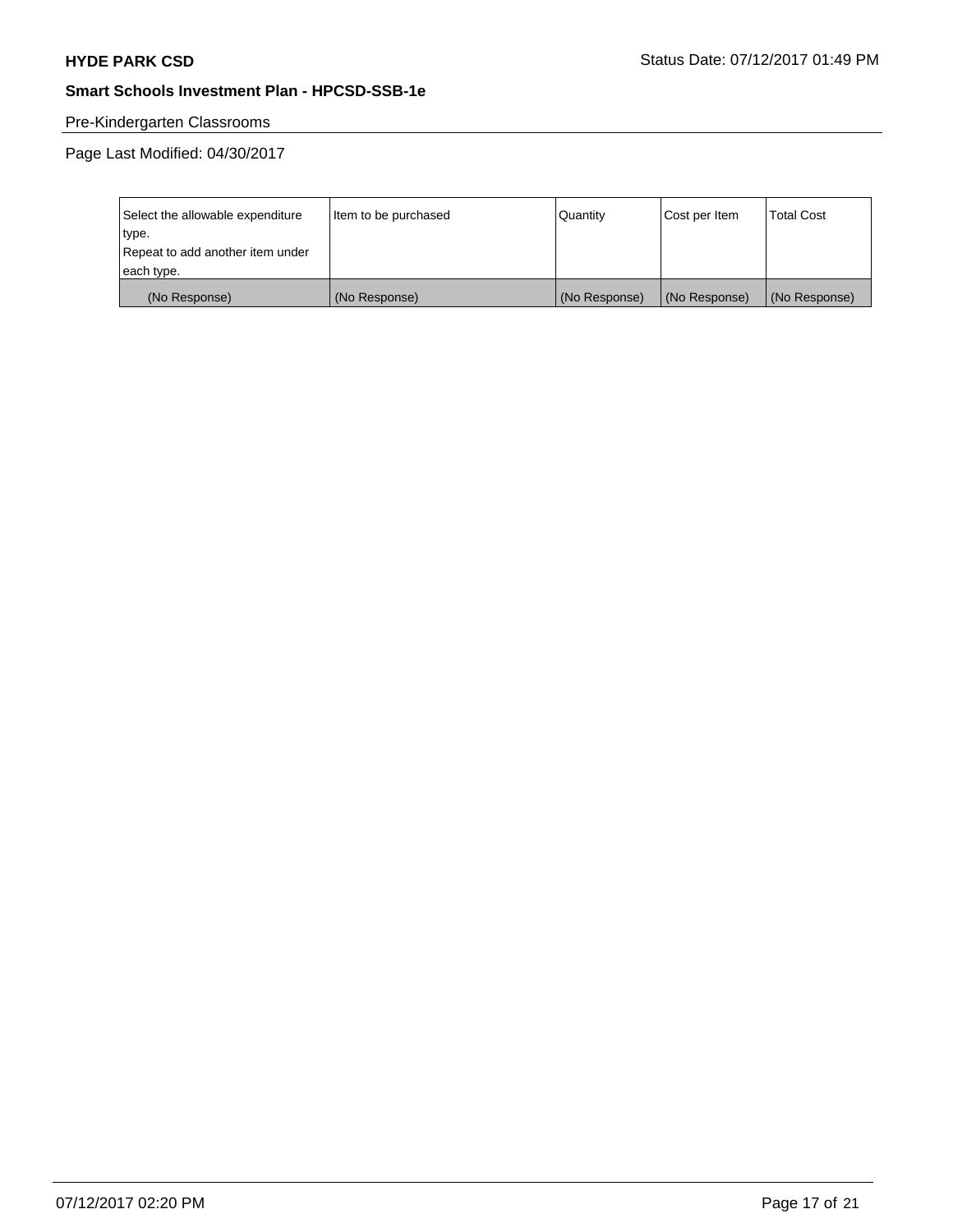Pre-Kindergarten Classrooms

Page Last Modified: 04/30/2017

| Select the allowable expenditure type. Repeat to add another item under each type. | Item to be purchased | Quantity | Cost per Item | Total Cost |
| --- | --- | --- | --- | --- |
| (No Response) | (No Response) | (No Response) | (No Response) | (No Response) |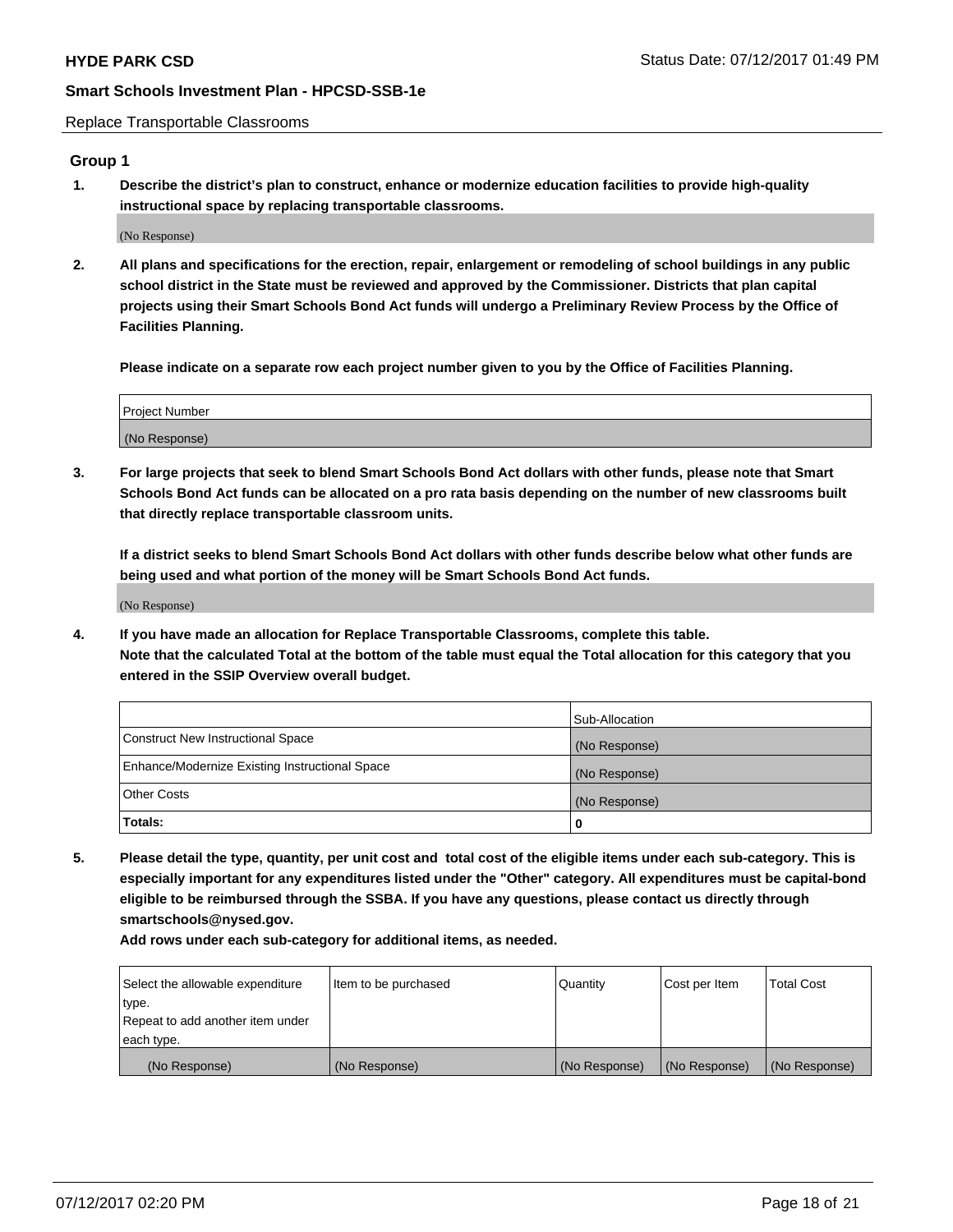Replace Transportable Classrooms

## Group 1

**1. Describe the district's plan to construct, enhance or modernize education facilities to provide high-quality instructional space by replacing transportable classrooms.**

(No Response)

**2. All plans and specifications for the erection, repair, enlargement or remodeling of school buildings in any public school district in the State must be reviewed and approved by the Commissioner. Districts that plan capital projects using their Smart Schools Bond Act funds will undergo a Preliminary Review Process by the Office of Facilities Planning.**

**Please indicate on a separate row each project number given to you by the Office of Facilities Planning.**

| Project Number |
|---|
| (No Response) |

**3. For large projects that seek to blend Smart Schools Bond Act dollars with other funds, please note that Smart Schools Bond Act funds can be allocated on a pro rata basis depending on the number of new classrooms built that directly replace transportable classroom units.**

**If a district seeks to blend Smart Schools Bond Act dollars with other funds describe below what other funds are being used and what portion of the money will be Smart Schools Bond Act funds.**

(No Response)

**4. If you have made an allocation for Replace Transportable Classrooms, complete this table. Note that the calculated Total at the bottom of the table must equal the Total allocation for this category that you entered in the SSIP Overview overall budget.**

| | Sub-Allocation |
|---|---|
| Construct New Instructional Space | (No Response) |
| Enhance/Modernize Existing Instructional Space | (No Response) |
| Other Costs | (No Response) |
| **Totals:** | **0** |

**5. Please detail the type, quantity, per unit cost and total cost of the eligible items under each sub-category. This is especially important for any expenditures listed under the "Other" category. All expenditures must be capital-bond eligible to be reimbursed through the SSBA. If you have any questions, please contact us directly through smartschools@nysed.gov.**

**Add rows under each sub-category for additional items, as needed.**

| Select the allowable expenditure type. Repeat to add another item under each type. | Item to be purchased | Quantity | Cost per Item | Total Cost |
|---|---|---|---|---|
| (No Response) | (No Response) | (No Response) | (No Response) | (No Response) |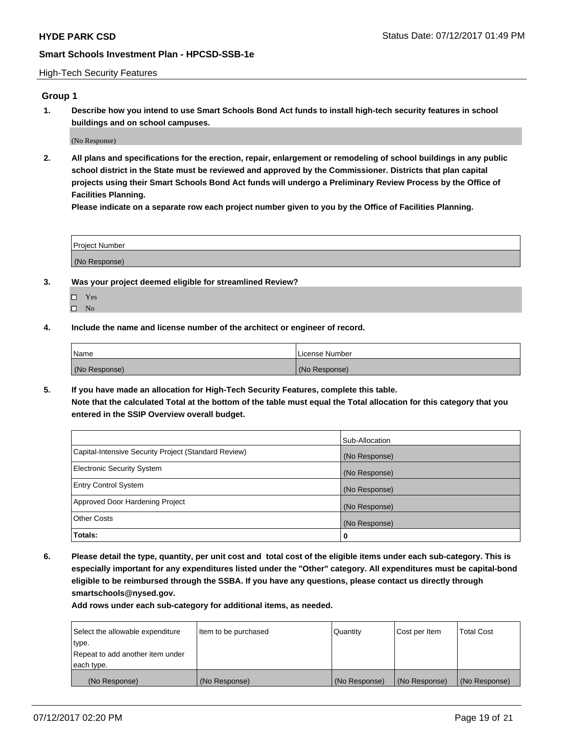High-Tech Security Features

## Group 1

**1. Describe how you intend to use Smart Schools Bond Act funds to install high-tech security features in school buildings and on school campuses.**

(No Response)

**2. All plans and specifications for the erection, repair, enlargement or remodeling of school buildings in any public school district in the State must be reviewed and approved by the Commissioner. Districts that plan capital projects using their Smart Schools Bond Act funds will undergo a Preliminary Review Process by the Office of Facilities Planning.**
**Please indicate on a separate row each project number given to you by the Office of Facilities Planning.**

| Project Number |
|---|
| (No Response) |

**3. Was your project deemed eligible for streamlined Review?**

- ☐ Yes
- ☐ No

**4. Include the name and license number of the architect or engineer of record.**

| Name | License Number |
|---|---|
| (No Response) | (No Response) |

**5. If you have made an allocation for High-Tech Security Features, complete this table.**
**Note that the calculated Total at the bottom of the table must equal the Total allocation for this category that you entered in the SSIP Overview overall budget.**

| | Sub-Allocation |
|---|---|
| Capital-Intensive Security Project (Standard Review) | (No Response) |
| Electronic Security System | (No Response) |
| Entry Control System | (No Response) |
| Approved Door Hardening Project | (No Response) |
| Other Costs | (No Response) |
| **Totals:** | **0** |

**6. Please detail the type, quantity, per unit cost and total cost of the eligible items under each sub-category. This is especially important for any expenditures listed under the "Other" category. All expenditures must be capital-bond eligible to be reimbursed through the SSBA. If you have any questions, please contact us directly through smartschools@nysed.gov.**
**Add rows under each sub-category for additional items, as needed.**

| Select the allowable expenditure type. Repeat to add another item under each type. | Item to be purchased | Quantity | Cost per Item | Total Cost |
|---|---|---|---|---|
| (No Response) | (No Response) | (No Response) | (No Response) | (No Response) |